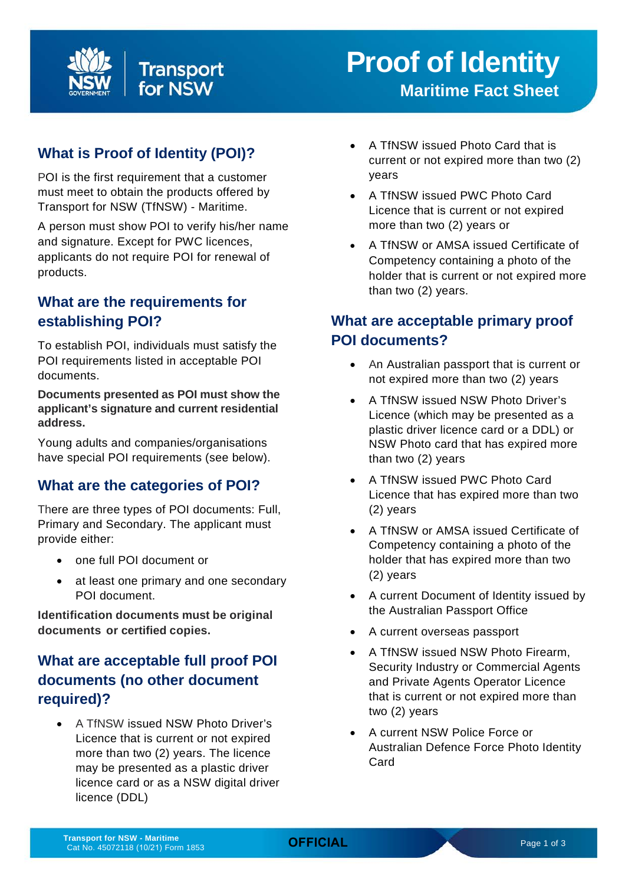# Proof of Identity

## Maritime Fact Sheet

## What is Proof of Identity (POI)?

POI is the first requirement that a customer must meet to obtain the products offered by Transport for NSW (TfNSW) - Maritime.

A person must show POI to verify his/her name and signature. Except for PWC licences, applicants do not require POI for renewal of products.

## What are the requirements for establishing POI?

To establish POI, individuals must satisfy the POI requirements listed in acceptable POI documents.

**Documents presented as POI must show the applicant's signature and current residential address.**

Young adults and companies/organisations have special POI requirements (see below).

## What are the categories of POI?

There are three types of POI documents: Full, Primary and Secondary. The applicant must provide either:

- one full POI document or
- at least one primary and one secondary POI document.

**Identification documents must be original documents or certified copies.**

## What are acceptable full proof POI documents (no other document required)?

- A TfNSW issued NSW Photo Driver's Licence that is current or not expired more than two (2) years. The licence may be presented as a plastic driver licence card or as a NSW digital driver licence (DDL)
- A TfNSW issued Photo Card that is current or not expired more than two (2) years
- A TfNSW issued PWC Photo Card Licence that is current or not expired more than two (2) years or
- A TfNSW or AMSA issued Certificate of Competency containing a photo of the holder that is current or not expired more than two (2) years.

## What are acceptable primary proof POI documents?

- An Australian passport that is current or not expired more than two (2) years
- A TfNSW issued NSW Photo Driver's Licence (which may be presented as a plastic driver licence card or a DDL) or NSW Photo card that has expired more than two (2) years
- A TfNSW issued PWC Photo Card Licence that has expired more than two (2) years
- A TfNSW or AMSA issued Certificate of Competency containing a photo of the holder that has expired more than two (2) years
- A current Document of Identity issued by the Australian Passport Office
- A current overseas passport
- A TfNSW issued NSW Photo Firearm, Security Industry or Commercial Agents and Private Agents Operator Licence that is current or not expired more than two (2) years
- A current NSW Police Force or Australian Defence Force Photo Identity Card

Transport for NSW - Maritime
Cat No. 45072118 (10/21) Form 1853

OFFICIAL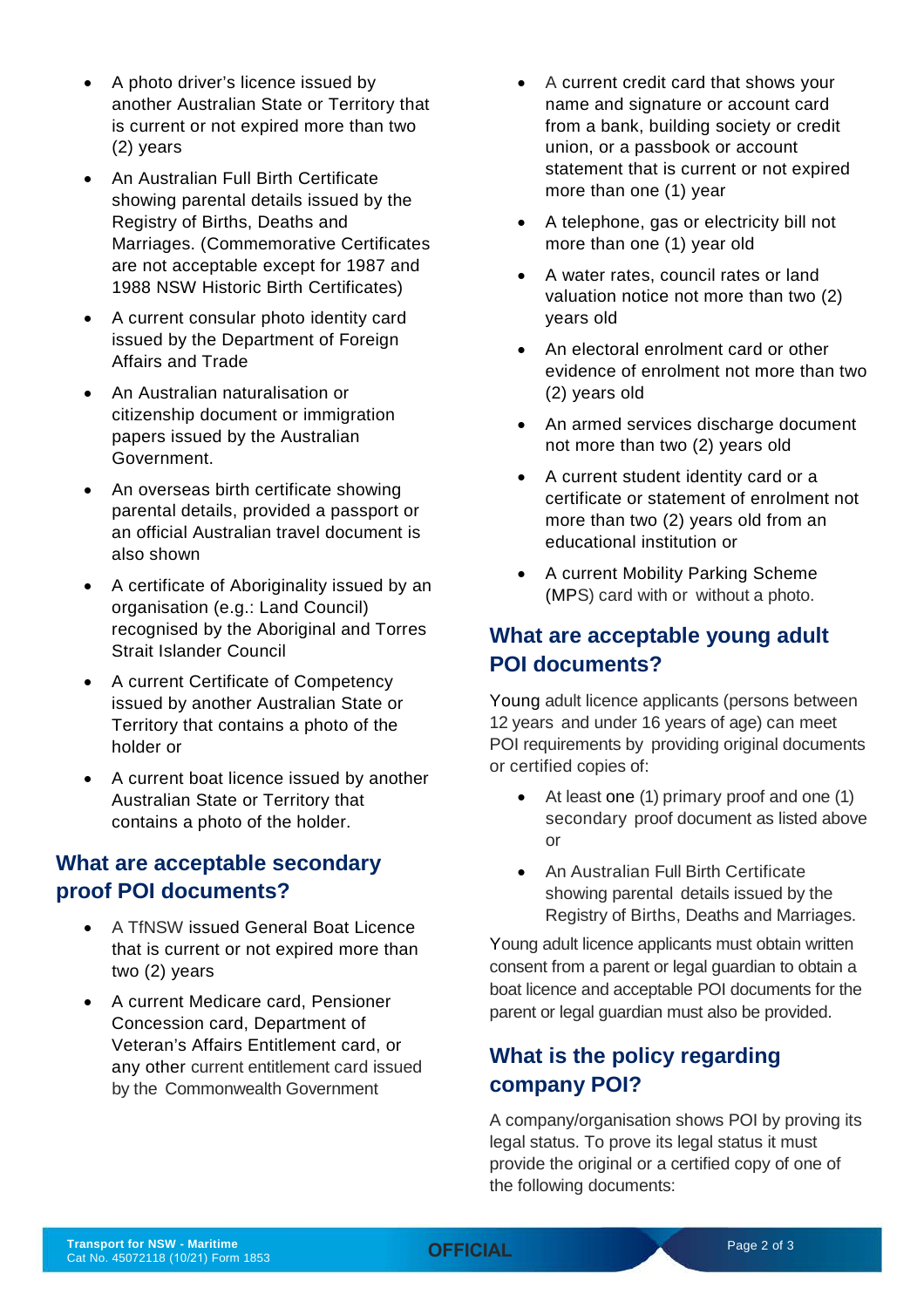- A photo driver's licence issued by another Australian State or Territory that is current or not expired more than two (2) years
- An Australian Full Birth Certificate showing parental details issued by the Registry of Births, Deaths and Marriages. (Commemorative Certificates are not acceptable except for 1987 and 1988 NSW Historic Birth Certificates)
- A current consular photo identity card issued by the Department of Foreign Affairs and Trade
- An Australian naturalisation or citizenship document or immigration papers issued by the Australian Government.
- An overseas birth certificate showing parental details, provided a passport or an official Australian travel document is also shown
- A certificate of Aboriginality issued by an organisation (e.g.: Land Council) recognised by the Aboriginal and Torres Strait Islander Council
- A current Certificate of Competency issued by another Australian State or Territory that contains a photo of the holder or
- A current boat licence issued by another Australian State or Territory that contains a photo of the holder.

## What are acceptable secondary proof POI documents?

- A TfNSW issued General Boat Licence that is current or not expired more than two (2) years
- A current Medicare card, Pensioner Concession card, Department of Veteran's Affairs Entitlement card, or any other current entitlement card issued by the Commonwealth Government
- A current credit card that shows your name and signature or account card from a bank, building society or credit union, or a passbook or account statement that is current or not expired more than one (1) year
- A telephone, gas or electricity bill not more than one (1) year old
- A water rates, council rates or land valuation notice not more than two (2) years old
- An electoral enrolment card or other evidence of enrolment not more than two (2) years old
- An armed services discharge document not more than two (2) years old
- A current student identity card or a certificate or statement of enrolment not more than two (2) years old from an educational institution or
- A current Mobility Parking Scheme (MPS) card with or without a photo.

## What are acceptable young adult POI documents?

Young adult licence applicants (persons between 12 years and under 16 years of age) can meet POI requirements by providing original documents or certified copies of:

- At least one (1) primary proof and one (1) secondary proof document as listed above or
- An Australian Full Birth Certificate showing parental details issued by the Registry of Births, Deaths and Marriages.

Young adult licence applicants must obtain written consent from a parent or legal guardian to obtain a boat licence and acceptable POI documents for the parent or legal guardian must also be provided.

## What is the policy regarding company POI?

A company/organisation shows POI by proving its legal status. To prove its legal status it must provide the original or a certified copy of one of the following documents: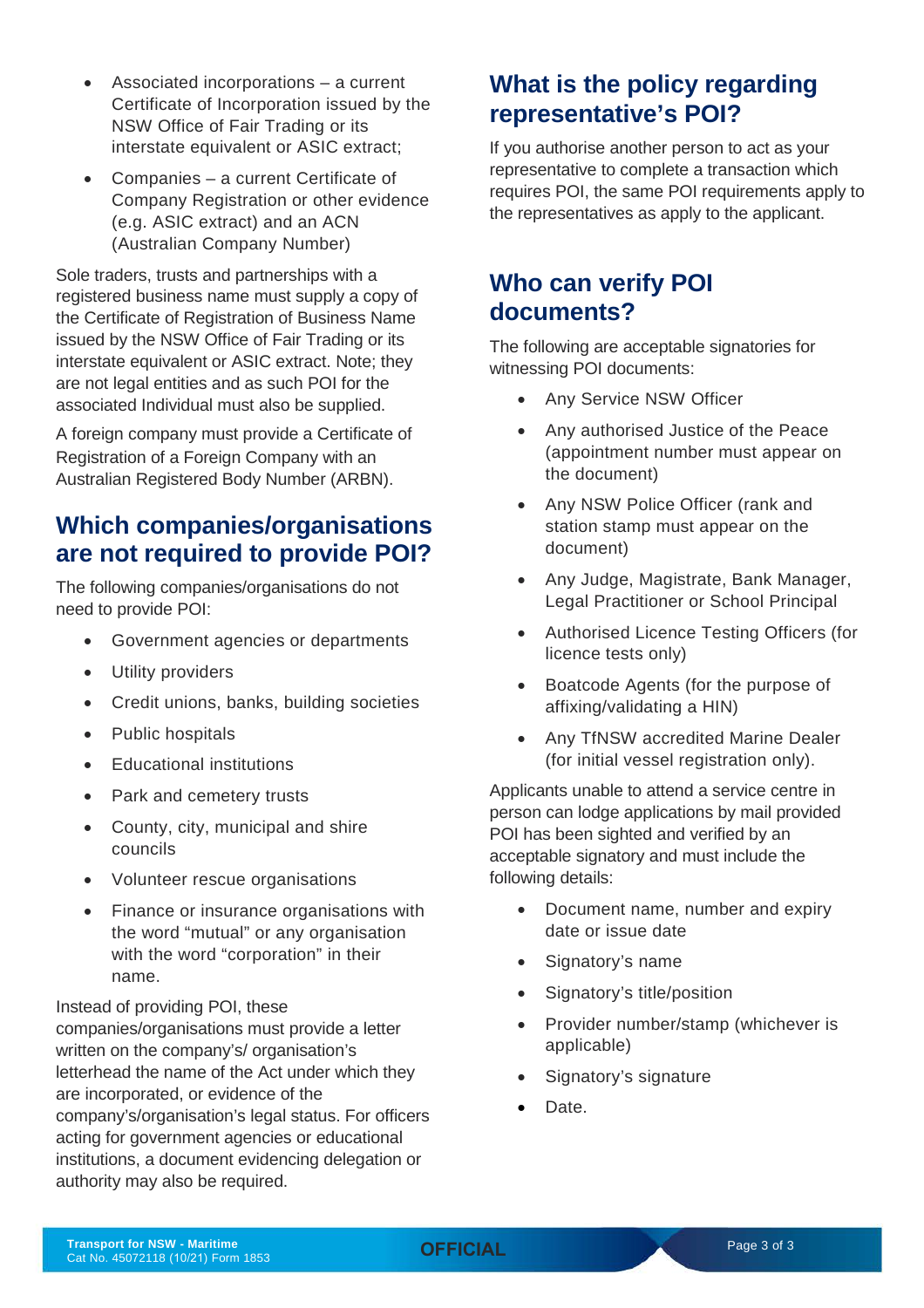- Associated incorporations – a current Certificate of Incorporation issued by the NSW Office of Fair Trading or its interstate equivalent or ASIC extract;
- Companies – a current Certificate of Company Registration or other evidence (e.g. ASIC extract) and an ACN (Australian Company Number)

Sole traders, trusts and partnerships with a registered business name must supply a copy of the Certificate of Registration of Business Name issued by the NSW Office of Fair Trading or its interstate equivalent or ASIC extract. Note; they are not legal entities and as such POI for the associated Individual must also be supplied.

A foreign company must provide a Certificate of Registration of a Foreign Company with an Australian Registered Body Number (ARBN).

## Which companies/organisations are not required to provide POI?

The following companies/organisations do not need to provide POI:

- Government agencies or departments
- Utility providers
- Credit unions, banks, building societies
- Public hospitals
- Educational institutions
- Park and cemetery trusts
- County, city, municipal and shire councils
- Volunteer rescue organisations
- Finance or insurance organisations with the word "mutual" or any organisation with the word "corporation" in their name.

Instead of providing POI, these companies/organisations must provide a letter written on the company's/ organisation's letterhead the name of the Act under which they are incorporated, or evidence of the company's/organisation's legal status. For officers acting for government agencies or educational institutions, a document evidencing delegation or authority may also be required.

## What is the policy regarding representative's POI?

If you authorise another person to act as your representative to complete a transaction which requires POI, the same POI requirements apply to the representatives as apply to the applicant.

## Who can verify POI documents?

The following are acceptable signatories for witnessing POI documents:

- Any Service NSW Officer
- Any authorised Justice of the Peace (appointment number must appear on the document)
- Any NSW Police Officer (rank and station stamp must appear on the document)
- Any Judge, Magistrate, Bank Manager, Legal Practitioner or School Principal
- Authorised Licence Testing Officers (for licence tests only)
- Boatcode Agents (for the purpose of affixing/validating a HIN)
- Any TfNSW accredited Marine Dealer (for initial vessel registration only).

Applicants unable to attend a service centre in person can lodge applications by mail provided POI has been sighted and verified by an acceptable signatory and must include the following details:

- Document name, number and expiry date or issue date
- Signatory's name
- Signatory's title/position
- Provider number/stamp (whichever is applicable)
- Signatory's signature
- Date.